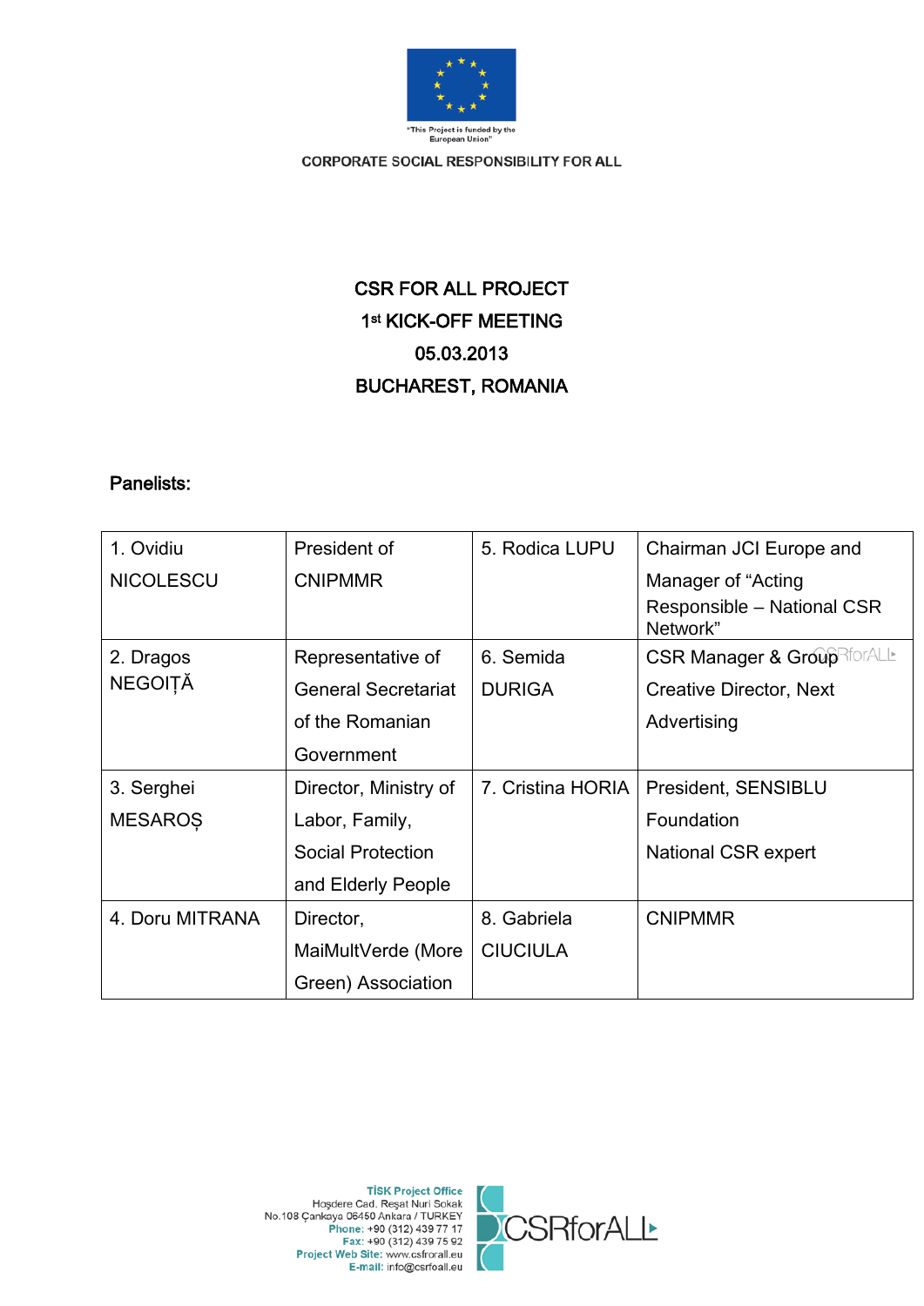"This Project is funded by the European Union"

CORPORATE SOCIAL RESPONSIBILITY FOR ALL

# CSR FOR ALL PROJECT

## 1st KICK-OFF MEETING

## 05.03.2013

## BUCHAREST, ROMANIA

**Panelists:**

| | | | |
|---|---|---|---|
| 1. Ovidiu NICOLESCU | President of CNIPMMR | 5. Rodica LUPU | Chairman JCI Europe and Manager of "Acting Responsible – National CSR Network" |
| 2. Dragos NEGOIȚĂ | Representative of General Secretariat of the Romanian Government | 6. Semida DURIGA | CSR Manager & Group Creative Director, Next Advertising |
| 3. Serghei MESAROȘ | Director, Ministry of Labor, Family, Social Protection and Elderly People | 7. Cristina HORIA | President, SENSIBLU Foundation National CSR expert |
| 4. Doru MITRANA | Director, MaiMultVerde (More Green) Association | 8. Gabriela CIUCIULA | CNIPMMR |

TİSK Project Office
Hoşdere Cad. Reşat Nuri Sokak
No.108 Çankaya 06450 Ankara / TURKEY
Phone: +90 (312) 439 77 17
Fax: +90 (312) 439 75 92
Project Web Site: www.csfrorall.eu
E-mail: info@csrfoall.eu

CSRforALL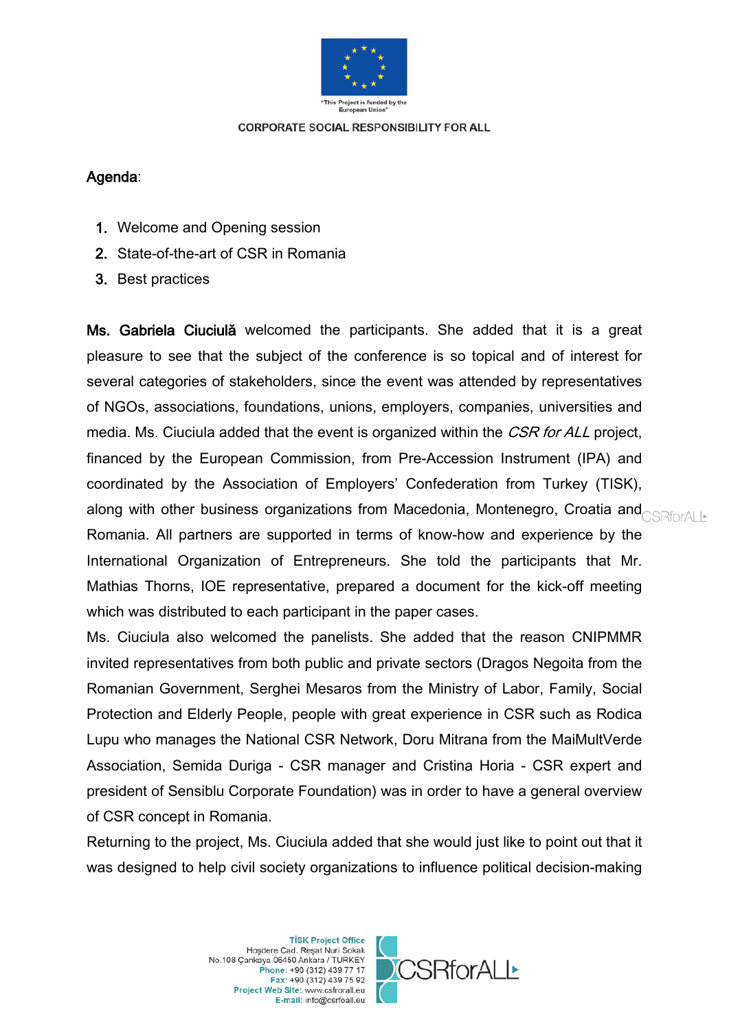Agenda:

1. Welcome and Opening session
2. State-of-the-art of CSR in Romania
3. Best practices

**Ms. Gabriela Ciuciulă** welcomed the participants. She added that it is a great pleasure to see that the subject of the conference is so topical and of interest for several categories of stakeholders, since the event was attended by representatives of NGOs, associations, foundations, unions, employers, companies, universities and media. Ms. Ciuciula added that the event is organized within the *CSR for ALL* project, financed by the European Commission, from Pre-Accession Instrument (IPA) and coordinated by the Association of Employers' Confederation from Turkey (TISK), along with other business organizations from Macedonia, Montenegro, Croatia and Romania. All partners are supported in terms of know-how and experience by the International Organization of Entrepreneurs. She told the participants that Mr. Mathias Thorns, IOE representative, prepared a document for the kick-off meeting which was distributed to each participant in the paper cases.

Ms. Ciuciula also welcomed the panelists. She added that the reason CNIPMMR invited representatives from both public and private sectors (Dragos Negoita from the Romanian Government, Serghei Mesaros from the Ministry of Labor, Family, Social Protection and Elderly People, people with great experience in CSR such as Rodica Lupu who manages the National CSR Network, Doru Mitrana from the MaiMultVerde Association, Semida Duriga - CSR manager and Cristina Horia - CSR expert and president of Sensiblu Corporate Foundation) was in order to have a general overview of CSR concept in Romania.

Returning to the project, Ms. Ciuciula added that she would just like to point out that it was designed to help civil society organizations to influence political decision-making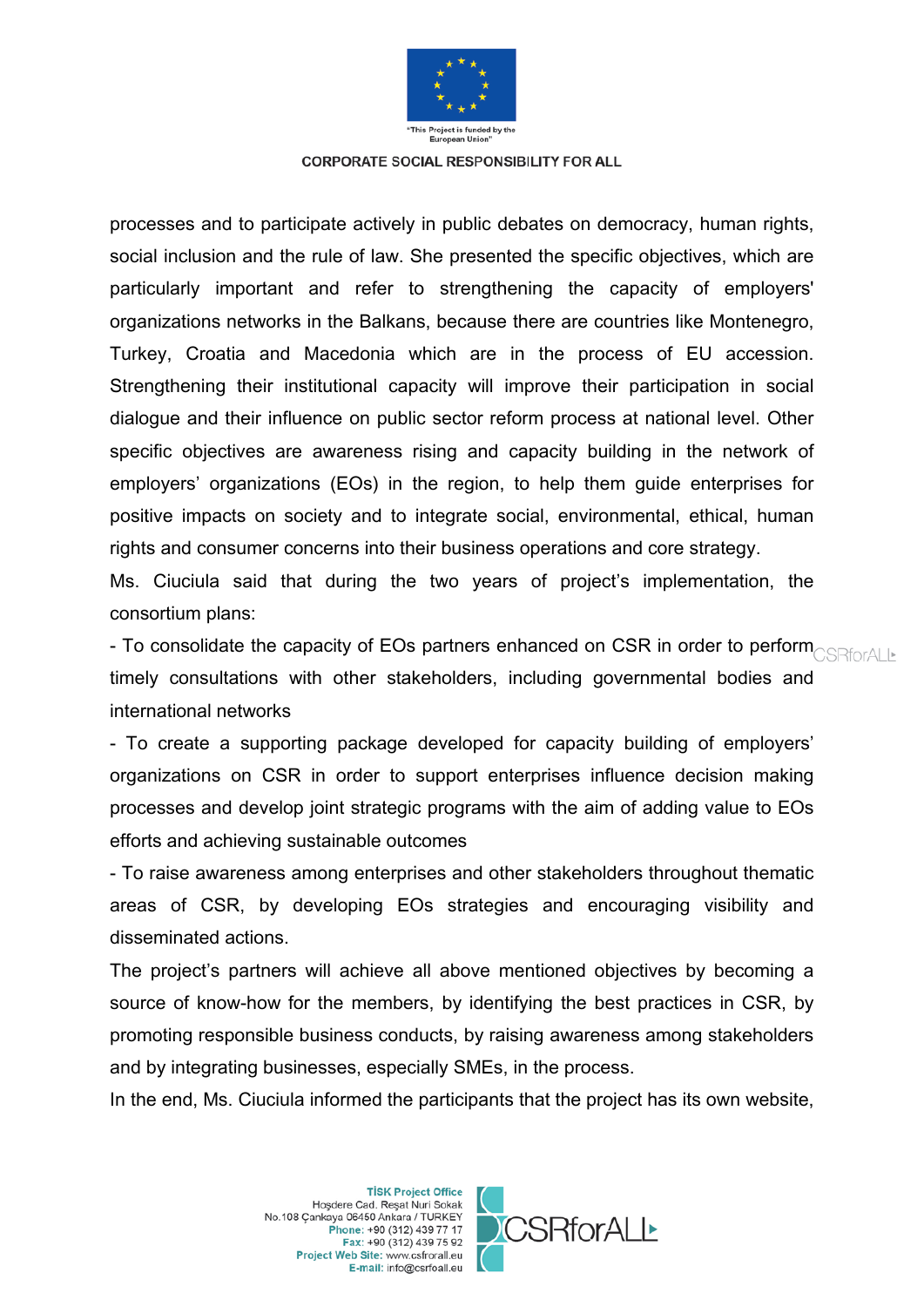processes and to participate actively in public debates on democracy, human rights, social inclusion and the rule of law. She presented the specific objectives, which are particularly important and refer to strengthening the capacity of employers' organizations networks in the Balkans, because there are countries like Montenegro, Turkey, Croatia and Macedonia which are in the process of EU accession. Strengthening their institutional capacity will improve their participation in social dialogue and their influence on public sector reform process at national level. Other specific objectives are awareness rising and capacity building in the network of employers' organizations (EOs) in the region, to help them guide enterprises for positive impacts on society and to integrate social, environmental, ethical, human rights and consumer concerns into their business operations and core strategy.

Ms. Ciuciula said that during the two years of project's implementation, the consortium plans:

- To consolidate the capacity of EOs partners enhanced on CSR in order to perform timely consultations with other stakeholders, including governmental bodies and international networks
- To create a supporting package developed for capacity building of employers' organizations on CSR in order to support enterprises influence decision making processes and develop joint strategic programs with the aim of adding value to EOs efforts and achieving sustainable outcomes
- To raise awareness among enterprises and other stakeholders throughout thematic areas of CSR, by developing EOs strategies and encouraging visibility and disseminated actions.

The project's partners will achieve all above mentioned objectives by becoming a source of know-how for the members, by identifying the best practices in CSR, by promoting responsible business conducts, by raising awareness among stakeholders and by integrating businesses, especially SMEs, in the process.

In the end, Ms. Ciuciula informed the participants that the project has its own website,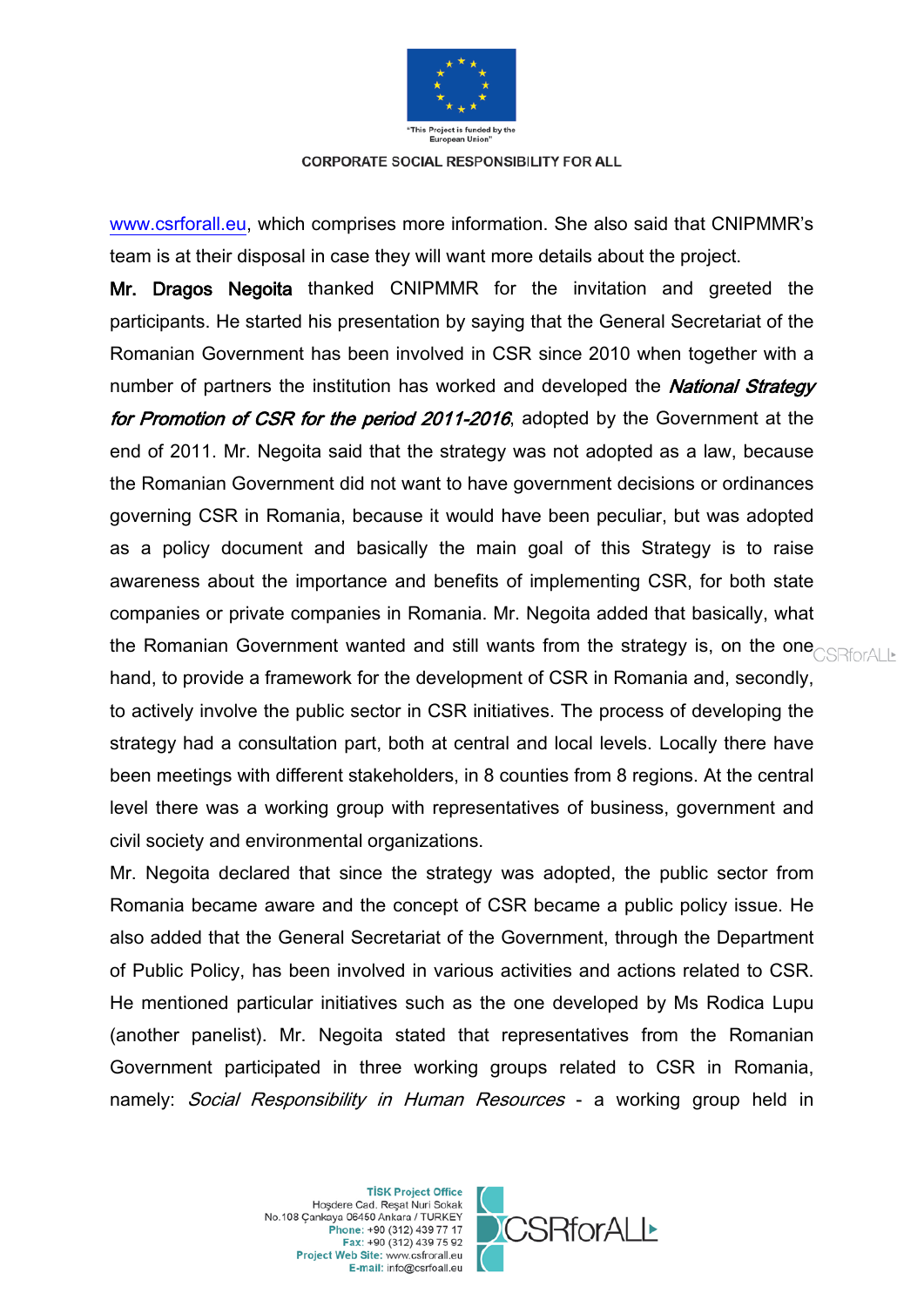www.csrforall.eu, which comprises more information. She also said that CNIPMMR's team is at their disposal in case they will want more details about the project.

**Mr. Dragos Negoita** thanked CNIPMMR for the invitation and greeted the participants. He started his presentation by saying that the General Secretariat of the Romanian Government has been involved in CSR since 2010 when together with a number of partners the institution has worked and developed the ***National Strategy for Promotion of CSR for the period 2011-2016***, adopted by the Government at the end of 2011. Mr. Negoita said that the strategy was not adopted as a law, because the Romanian Government did not want to have government decisions or ordinances governing CSR in Romania, because it would have been peculiar, but was adopted as a policy document and basically the main goal of this Strategy is to raise awareness about the importance and benefits of implementing CSR, for both state companies or private companies in Romania. Mr. Negoita added that basically, what the Romanian Government wanted and still wants from the strategy is, on the one hand, to provide a framework for the development of CSR in Romania and, secondly, to actively involve the public sector in CSR initiatives. The process of developing the strategy had a consultation part, both at central and local levels. Locally there have been meetings with different stakeholders, in 8 counties from 8 regions. At the central level there was a working group with representatives of business, government and civil society and environmental organizations.

Mr. Negoita declared that since the strategy was adopted, the public sector from Romania became aware and the concept of CSR became a public policy issue. He also added that the General Secretariat of the Government, through the Department of Public Policy, has been involved in various activities and actions related to CSR. He mentioned particular initiatives such as the one developed by Ms Rodica Lupu (another panelist). Mr. Negoita stated that representatives from the Romanian Government participated in three working groups related to CSR in Romania, namely: *Social Responsibility in Human Resources* - a working group held in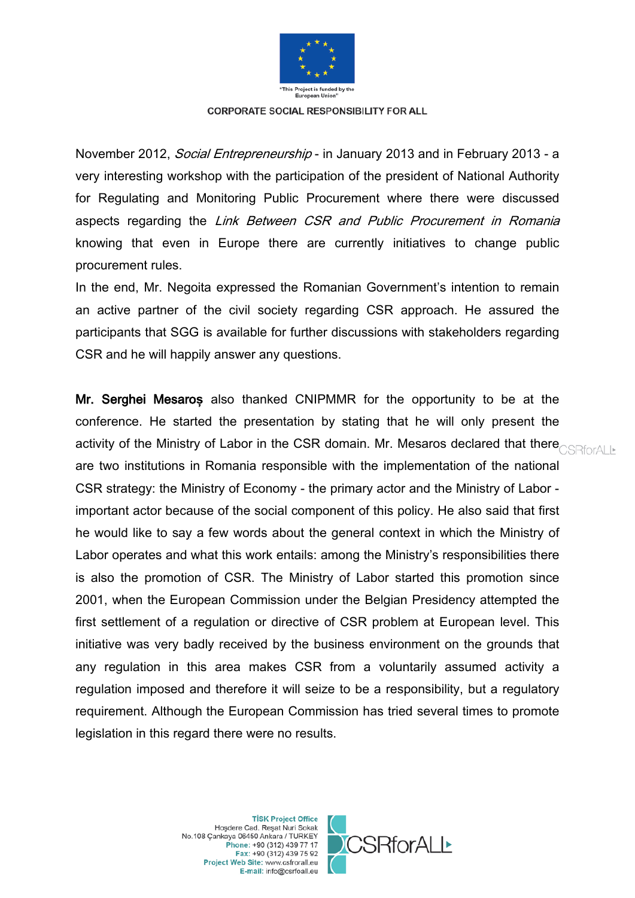November 2012, *Social Entrepreneurship* - in January 2013 and in February 2013 - a very interesting workshop with the participation of the president of National Authority for Regulating and Monitoring Public Procurement where there were discussed aspects regarding the *Link Between CSR and Public Procurement in Romania* knowing that even in Europe there are currently initiatives to change public procurement rules.

In the end, Mr. Negoita expressed the Romanian Government's intention to remain an active partner of the civil society regarding CSR approach. He assured the participants that SGG is available for further discussions with stakeholders regarding CSR and he will happily answer any questions.

**Mr. Serghei Mesaroș** also thanked CNIPMMR for the opportunity to be at the conference. He started the presentation by stating that he will only present the activity of the Ministry of Labor in the CSR domain. Mr. Mesaros declared that there are two institutions in Romania responsible with the implementation of the national CSR strategy: the Ministry of Economy - the primary actor and the Ministry of Labor - important actor because of the social component of this policy. He also said that first he would like to say a few words about the general context in which the Ministry of Labor operates and what this work entails: among the Ministry's responsibilities there is also the promotion of CSR. The Ministry of Labor started this promotion since 2001, when the European Commission under the Belgian Presidency attempted the first settlement of a regulation or directive of CSR problem at European level. This initiative was very badly received by the business environment on the grounds that any regulation in this area makes CSR from a voluntarily assumed activity a regulation imposed and therefore it will seize to be a responsibility, but a regulatory requirement. Although the European Commission has tried several times to promote legislation in this regard there were no results.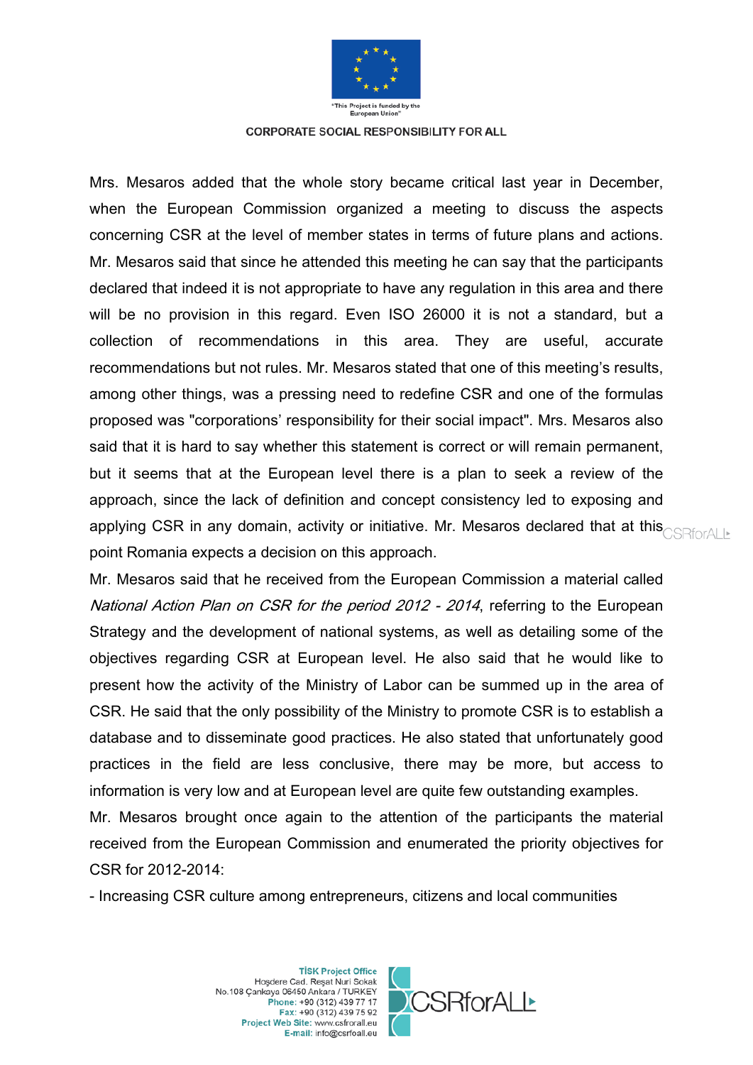Mrs. Mesaros added that the whole story became critical last year in December, when the European Commission organized a meeting to discuss the aspects concerning CSR at the level of member states in terms of future plans and actions. Mr. Mesaros said that since he attended this meeting he can say that the participants declared that indeed it is not appropriate to have any regulation in this area and there will be no provision in this regard. Even ISO 26000 it is not a standard, but a collection of recommendations in this area. They are useful, accurate recommendations but not rules. Mr. Mesaros stated that one of this meeting's results, among other things, was a pressing need to redefine CSR and one of the formulas proposed was "corporations' responsibility for their social impact". Mrs. Mesaros also said that it is hard to say whether this statement is correct or will remain permanent, but it seems that at the European level there is a plan to seek a review of the approach, since the lack of definition and concept consistency led to exposing and applying CSR in any domain, activity or initiative. Mr. Mesaros declared that at this point Romania expects a decision on this approach.

Mr. Mesaros said that he received from the European Commission a material called *National Action Plan on CSR for the period 2012 - 2014*, referring to the European Strategy and the development of national systems, as well as detailing some of the objectives regarding CSR at European level. He also said that he would like to present how the activity of the Ministry of Labor can be summed up in the area of CSR. He said that the only possibility of the Ministry to promote CSR is to establish a database and to disseminate good practices. He also stated that unfortunately good practices in the field are less conclusive, there may be more, but access to information is very low and at European level are quite few outstanding examples.

Mr. Mesaros brought once again to the attention of the participants the material received from the European Commission and enumerated the priority objectives for CSR for 2012-2014:

- Increasing CSR culture among entrepreneurs, citizens and local communities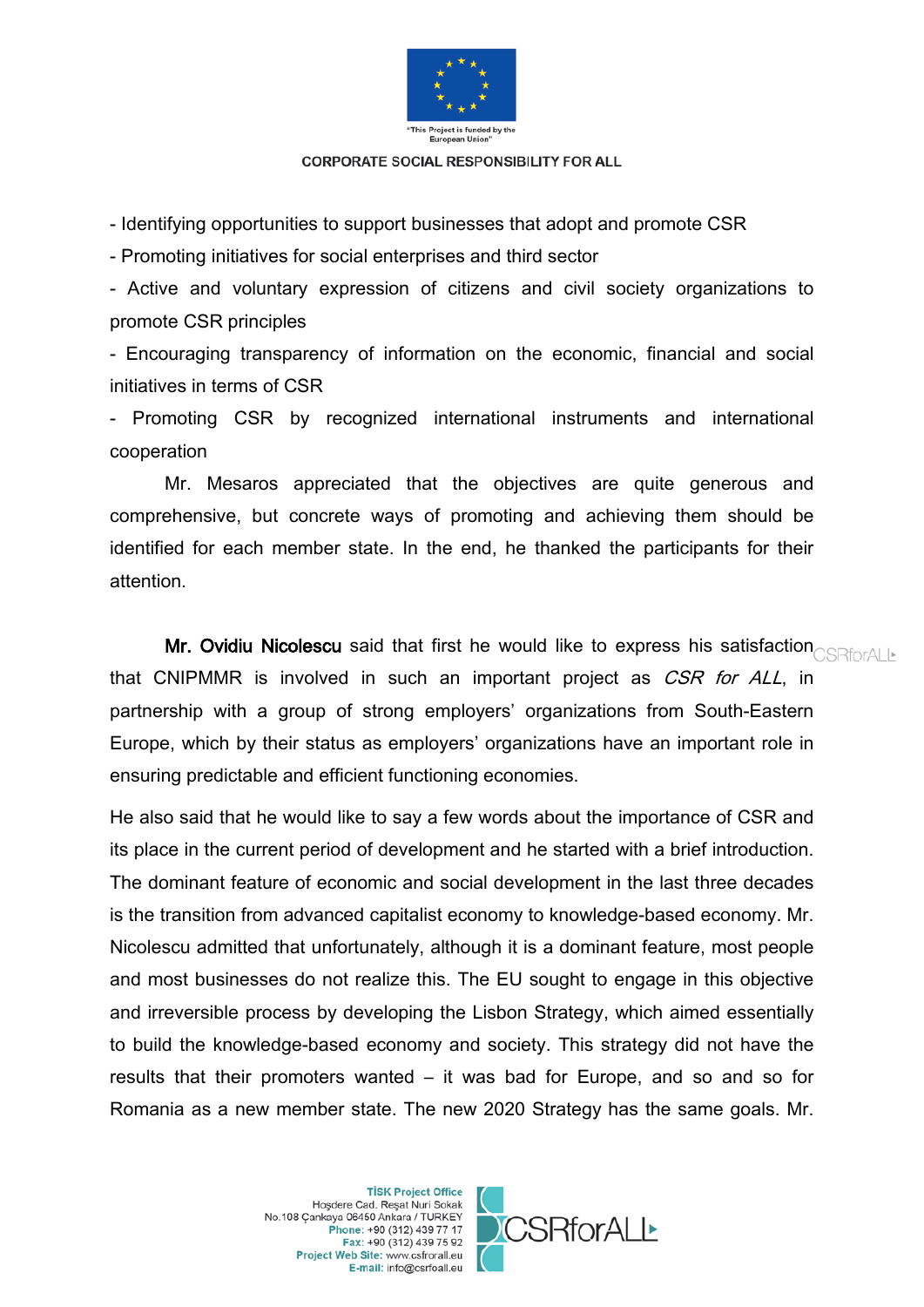- Identifying opportunities to support businesses that adopt and promote CSR

- Promoting initiatives for social enterprises and third sector

- Active and voluntary expression of citizens and civil society organizations to promote CSR principles

- Encouraging transparency of information on the economic, financial and social initiatives in terms of CSR

- Promoting CSR by recognized international instruments and international cooperation

Mr. Mesaros appreciated that the objectives are quite generous and comprehensive, but concrete ways of promoting and achieving them should be identified for each member state. In the end, he thanked the participants for their attention.

**Mr. Ovidiu Nicolescu** said that first he would like to express his satisfaction that CNIPMMR is involved in such an important project as *CSR for ALL*, in partnership with a group of strong employers' organizations from South-Eastern Europe, which by their status as employers' organizations have an important role in ensuring predictable and efficient functioning economies.

He also said that he would like to say a few words about the importance of CSR and its place in the current period of development and he started with a brief introduction. The dominant feature of economic and social development in the last three decades is the transition from advanced capitalist economy to knowledge-based economy. Mr. Nicolescu admitted that unfortunately, although it is a dominant feature, most people and most businesses do not realize this. The EU sought to engage in this objective and irreversible process by developing the Lisbon Strategy, which aimed essentially to build the knowledge-based economy and society. This strategy did not have the results that their promoters wanted – it was bad for Europe, and so and so for Romania as a new member state. The new 2020 Strategy has the same goals. Mr.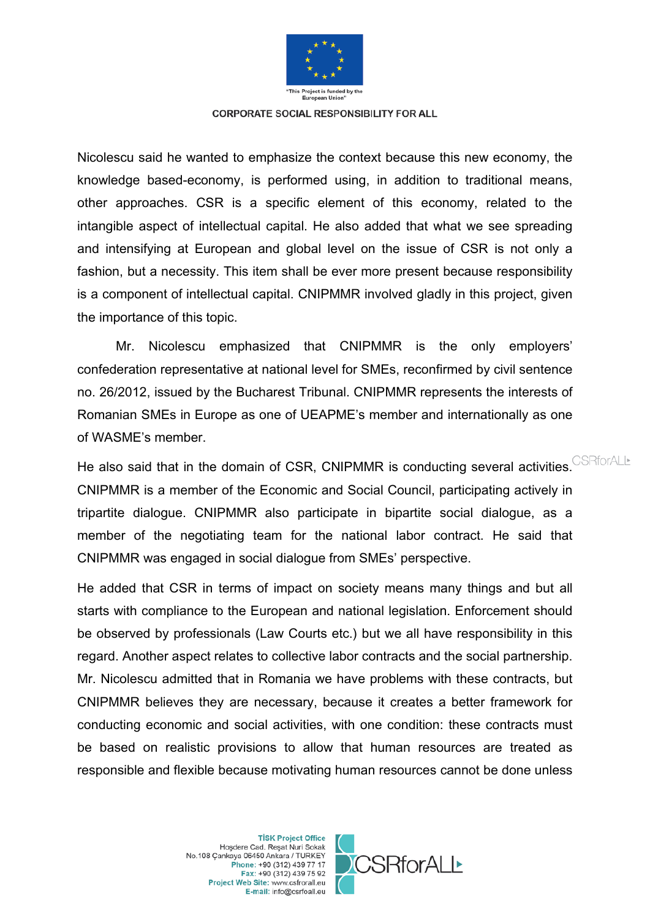Nicolescu said he wanted to emphasize the context because this new economy, the knowledge based-economy, is performed using, in addition to traditional means, other approaches. CSR is a specific element of this economy, related to the intangible aspect of intellectual capital. He also added that what we see spreading and intensifying at European and global level on the issue of CSR is not only a fashion, but a necessity. This item shall be ever more present because responsibility is a component of intellectual capital. CNIPMMR involved gladly in this project, given the importance of this topic.

Mr. Nicolescu emphasized that CNIPMMR is the only employers' confederation representative at national level for SMEs, reconfirmed by civil sentence no. 26/2012, issued by the Bucharest Tribunal. CNIPMMR represents the interests of Romanian SMEs in Europe as one of UEAPME's member and internationally as one of WASME's member.

He also said that in the domain of CSR, CNIPMMR is conducting several activities. CNIPMMR is a member of the Economic and Social Council, participating actively in tripartite dialogue. CNIPMMR also participate in bipartite social dialogue, as a member of the negotiating team for the national labor contract. He said that CNIPMMR was engaged in social dialogue from SMEs' perspective.

He added that CSR in terms of impact on society means many things and but all starts with compliance to the European and national legislation. Enforcement should be observed by professionals (Law Courts etc.) but we all have responsibility in this regard. Another aspect relates to collective labor contracts and the social partnership. Mr. Nicolescu admitted that in Romania we have problems with these contracts, but CNIPMMR believes they are necessary, because it creates a better framework for conducting economic and social activities, with one condition: these contracts must be based on realistic provisions to allow that human resources are treated as responsible and flexible because motivating human resources cannot be done unless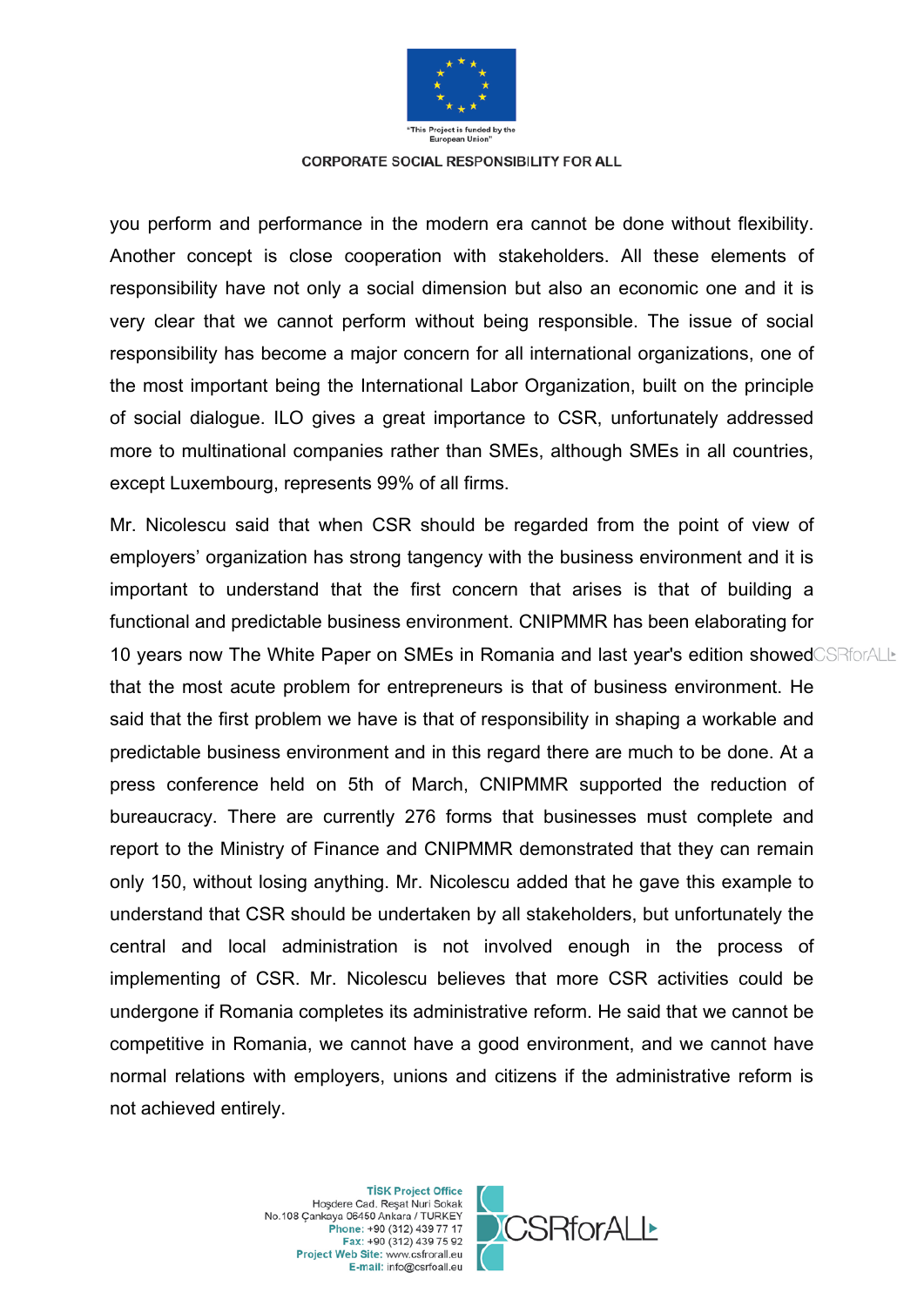you perform and performance in the modern era cannot be done without flexibility. Another concept is close cooperation with stakeholders. All these elements of responsibility have not only a social dimension but also an economic one and it is very clear that we cannot perform without being responsible. The issue of social responsibility has become a major concern for all international organizations, one of the most important being the International Labor Organization, built on the principle of social dialogue. ILO gives a great importance to CSR, unfortunately addressed more to multinational companies rather than SMEs, although SMEs in all countries, except Luxembourg, represents 99% of all firms.

Mr. Nicolescu said that when CSR should be regarded from the point of view of employers' organization has strong tangency with the business environment and it is important to understand that the first concern that arises is that of building a functional and predictable business environment. CNIPMMR has been elaborating for 10 years now The White Paper on SMEs in Romania and last year's edition showed that the most acute problem for entrepreneurs is that of business environment. He said that the first problem we have is that of responsibility in shaping a workable and predictable business environment and in this regard there are much to be done. At a press conference held on 5th of March, CNIPMMR supported the reduction of bureaucracy. There are currently 276 forms that businesses must complete and report to the Ministry of Finance and CNIPMMR demonstrated that they can remain only 150, without losing anything. Mr. Nicolescu added that he gave this example to understand that CSR should be undertaken by all stakeholders, but unfortunately the central and local administration is not involved enough in the process of implementing of CSR. Mr. Nicolescu believes that more CSR activities could be undergone if Romania completes its administrative reform. He said that we cannot be competitive in Romania, we cannot have a good environment, and we cannot have normal relations with employers, unions and citizens if the administrative reform is not achieved entirely.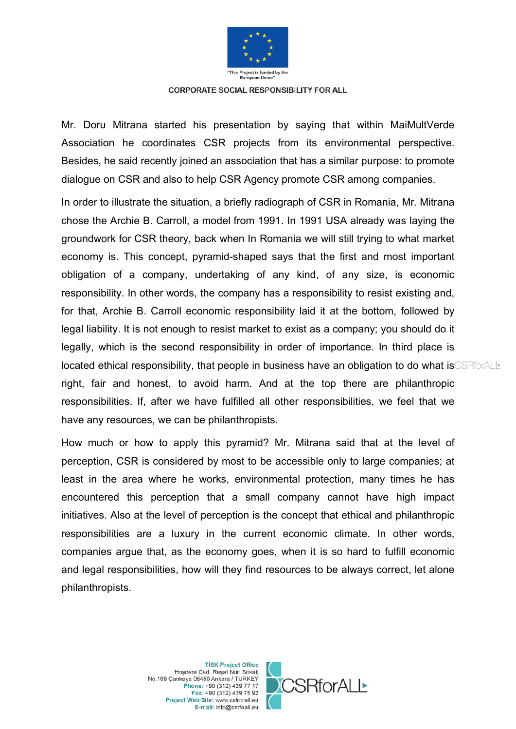Mr. Doru Mitrana started his presentation by saying that within MaiMultVerde Association he coordinates CSR projects from its environmental perspective. Besides, he said recently joined an association that has a similar purpose: to promote dialogue on CSR and also to help CSR Agency promote CSR among companies.

In order to illustrate the situation, a briefly radiograph of CSR in Romania, Mr. Mitrana chose the Archie B. Carroll, a model from 1991. In 1991 USA already was laying the groundwork for CSR theory, back when In Romania we will still trying to what market economy is. This concept, pyramid-shaped says that the first and most important obligation of a company, undertaking of any kind, of any size, is economic responsibility. In other words, the company has a responsibility to resist existing and, for that, Archie B. Carroll economic responsibility laid it at the bottom, followed by legal liability. It is not enough to resist market to exist as a company; you should do it legally, which is the second responsibility in order of importance. In third place is located ethical responsibility, that people in business have an obligation to do what is right, fair and honest, to avoid harm. And at the top there are philanthropic responsibilities. If, after we have fulfilled all other responsibilities, we feel that we have any resources, we can be philanthropists.

How much or how to apply this pyramid? Mr. Mitrana said that at the level of perception, CSR is considered by most to be accessible only to large companies; at least in the area where he works, environmental protection, many times he has encountered this perception that a small company cannot have high impact initiatives. Also at the level of perception is the concept that ethical and philanthropic responsibilities are a luxury in the current economic climate. In other words, companies argue that, as the economy goes, when it is so hard to fulfill economic and legal responsibilities, how will they find resources to be always correct, let alone philanthropists.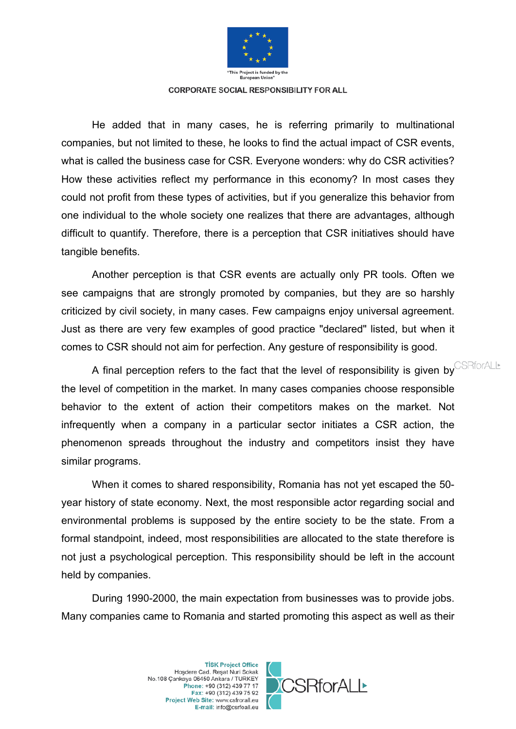He added that in many cases, he is referring primarily to multinational companies, but not limited to these, he looks to find the actual impact of CSR events, what is called the business case for CSR. Everyone wonders: why do CSR activities? How these activities reflect my performance in this economy? In most cases they could not profit from these types of activities, but if you generalize this behavior from one individual to the whole society one realizes that there are advantages, although difficult to quantify. Therefore, there is a perception that CSR initiatives should have tangible benefits.

Another perception is that CSR events are actually only PR tools. Often we see campaigns that are strongly promoted by companies, but they are so harshly criticized by civil society, in many cases. Few campaigns enjoy universal agreement. Just as there are very few examples of good practice "declared" listed, but when it comes to CSR should not aim for perfection. Any gesture of responsibility is good.

A final perception refers to the fact that the level of responsibility is given by the level of competition in the market. In many cases companies choose responsible behavior to the extent of action their competitors makes on the market. Not infrequently when a company in a particular sector initiates a CSR action, the phenomenon spreads throughout the industry and competitors insist they have similar programs.

When it comes to shared responsibility, Romania has not yet escaped the 50-year history of state economy. Next, the most responsible actor regarding social and environmental problems is supposed by the entire society to be the state. From a formal standpoint, indeed, most responsibilities are allocated to the state therefore is not just a psychological perception. This responsibility should be left in the account held by companies.

During 1990-2000, the main expectation from businesses was to provide jobs. Many companies came to Romania and started promoting this aspect as well as their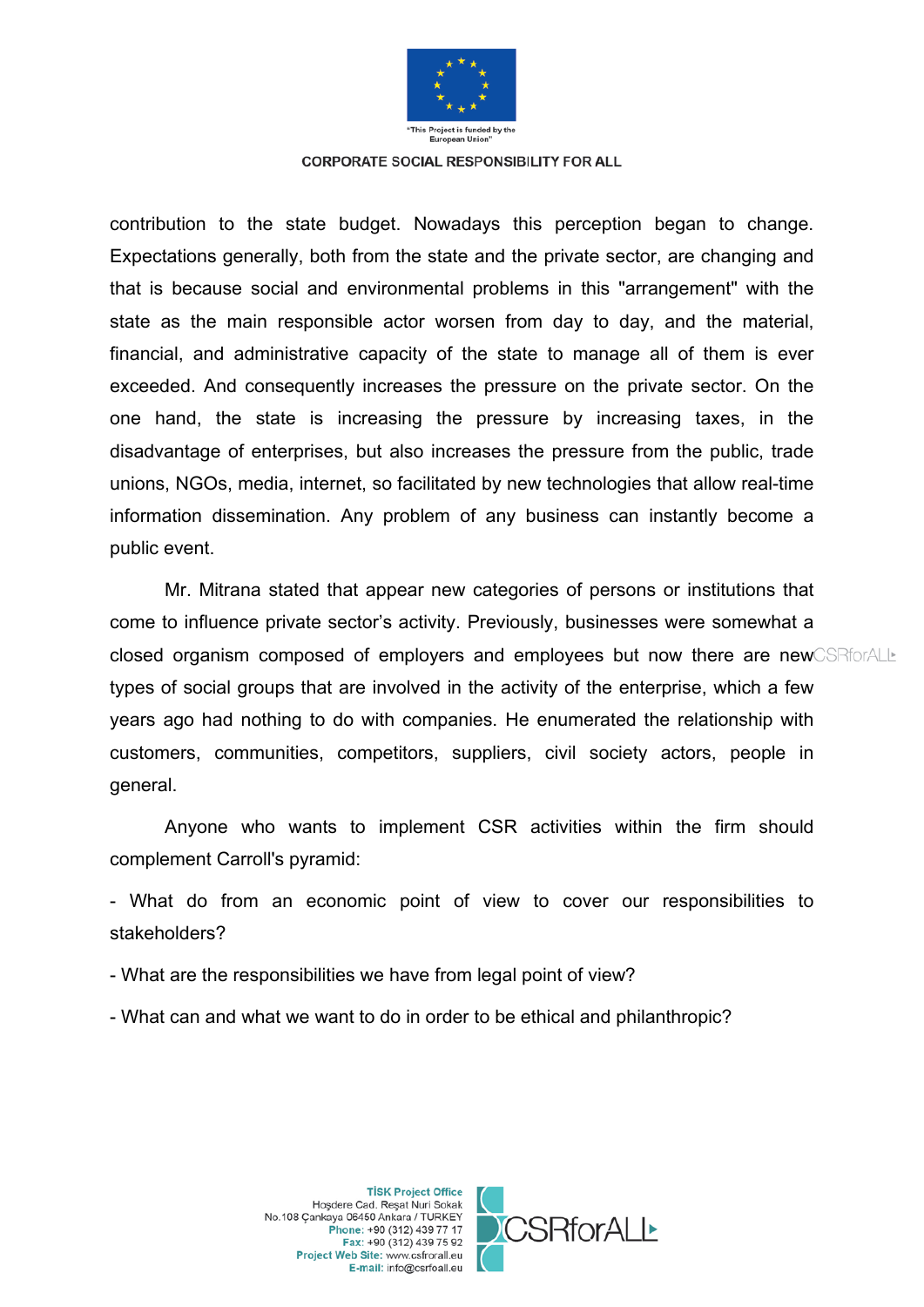contribution to the state budget. Nowadays this perception began to change. Expectations generally, both from the state and the private sector, are changing and that is because social and environmental problems in this "arrangement" with the state as the main responsible actor worsen from day to day, and the material, financial, and administrative capacity of the state to manage all of them is ever exceeded. And consequently increases the pressure on the private sector. On the one hand, the state is increasing the pressure by increasing taxes, in the disadvantage of enterprises, but also increases the pressure from the public, trade unions, NGOs, media, internet, so facilitated by new technologies that allow real-time information dissemination. Any problem of any business can instantly become a public event.

Mr. Mitrana stated that appear new categories of persons or institutions that come to influence private sector's activity. Previously, businesses were somewhat a closed organism composed of employers and employees but now there are new types of social groups that are involved in the activity of the enterprise, which a few years ago had nothing to do with companies. He enumerated the relationship with customers, communities, competitors, suppliers, civil society actors, people in general.

Anyone who wants to implement CSR activities within the firm should complement Carroll's pyramid:

- What do from an economic point of view to cover our responsibilities to stakeholders?

- What are the responsibilities we have from legal point of view?

- What can and what we want to do in order to be ethical and philanthropic?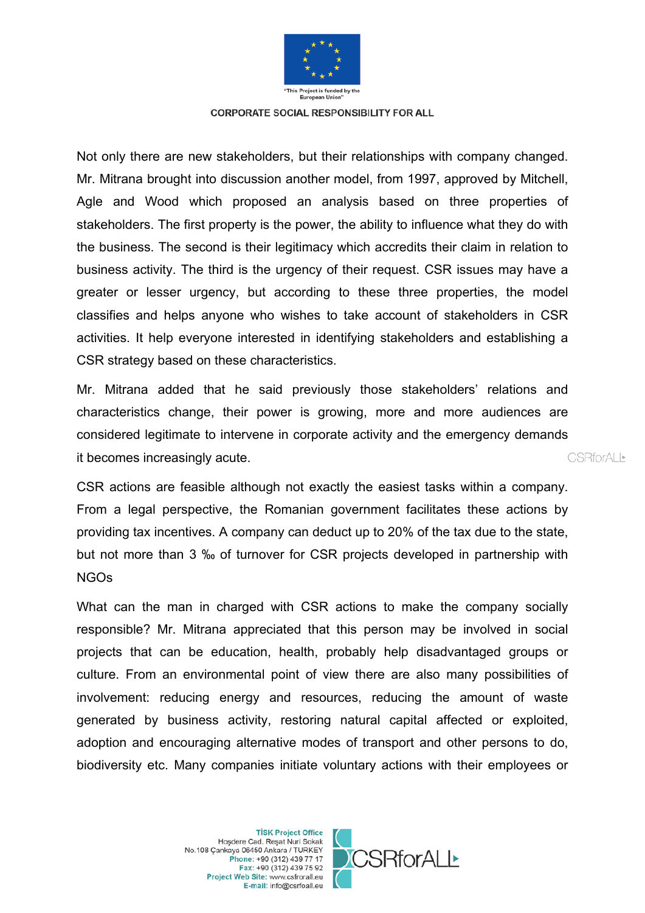Not only there are new stakeholders, but their relationships with company changed. Mr. Mitrana brought into discussion another model, from 1997, approved by Mitchell, Agle and Wood which proposed an analysis based on three properties of stakeholders. The first property is the power, the ability to influence what they do with the business. The second is their legitimacy which accredits their claim in relation to business activity. The third is the urgency of their request. CSR issues may have a greater or lesser urgency, but according to these three properties, the model classifies and helps anyone who wishes to take account of stakeholders in CSR activities. It help everyone interested in identifying stakeholders and establishing a CSR strategy based on these characteristics.

Mr. Mitrana added that he said previously those stakeholders' relations and characteristics change, their power is growing, more and more audiences are considered legitimate to intervene in corporate activity and the emergency demands it becomes increasingly acute.

CSR actions are feasible although not exactly the easiest tasks within a company. From a legal perspective, the Romanian government facilitates these actions by providing tax incentives. A company can deduct up to 20% of the tax due to the state, but not more than 3 ‰ of turnover for CSR projects developed in partnership with NGOs

What can the man in charged with CSR actions to make the company socially responsible? Mr. Mitrana appreciated that this person may be involved in social projects that can be education, health, probably help disadvantaged groups or culture. From an environmental point of view there are also many possibilities of involvement: reducing energy and resources, reducing the amount of waste generated by business activity, restoring natural capital affected or exploited, adoption and encouraging alternative modes of transport and other persons to do, biodiversity etc. Many companies initiate voluntary actions with their employees or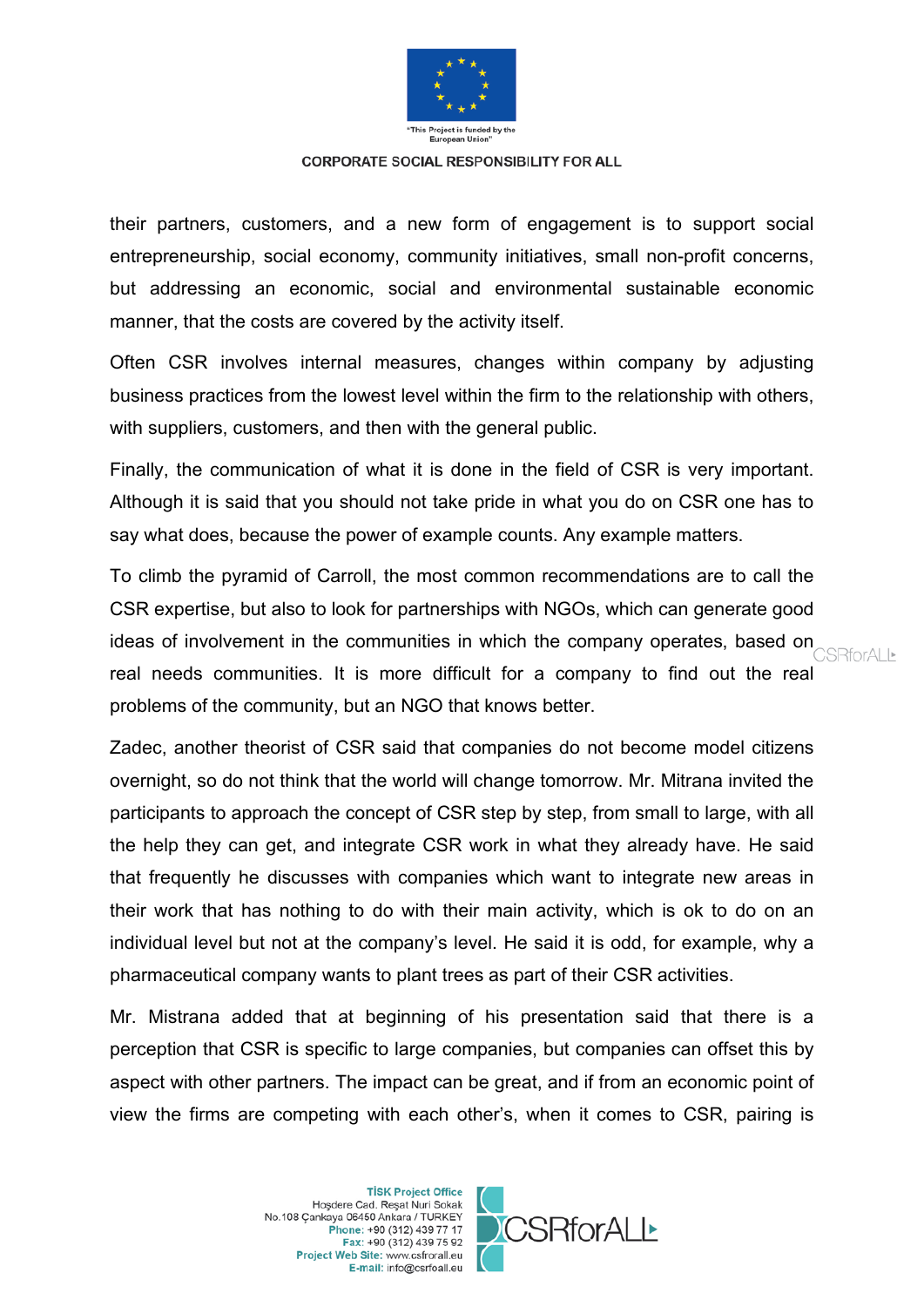their partners, customers, and a new form of engagement is to support social entrepreneurship, social economy, community initiatives, small non-profit concerns, but addressing an economic, social and environmental sustainable economic manner, that the costs are covered by the activity itself.

Often CSR involves internal measures, changes within company by adjusting business practices from the lowest level within the firm to the relationship with others, with suppliers, customers, and then with the general public.

Finally, the communication of what it is done in the field of CSR is very important. Although it is said that you should not take pride in what you do on CSR one has to say what does, because the power of example counts. Any example matters.

To climb the pyramid of Carroll, the most common recommendations are to call the CSR expertise, but also to look for partnerships with NGOs, which can generate good ideas of involvement in the communities in which the company operates, based on real needs communities. It is more difficult for a company to find out the real problems of the community, but an NGO that knows better.

Zadec, another theorist of CSR said that companies do not become model citizens overnight, so do not think that the world will change tomorrow. Mr. Mitrana invited the participants to approach the concept of CSR step by step, from small to large, with all the help they can get, and integrate CSR work in what they already have. He said that frequently he discusses with companies which want to integrate new areas in their work that has nothing to do with their main activity, which is ok to do on an individual level but not at the company's level. He said it is odd, for example, why a pharmaceutical company wants to plant trees as part of their CSR activities.

Mr. Mistrana added that at beginning of his presentation said that there is a perception that CSR is specific to large companies, but companies can offset this by aspect with other partners. The impact can be great, and if from an economic point of view the firms are competing with each other's, when it comes to CSR, pairing is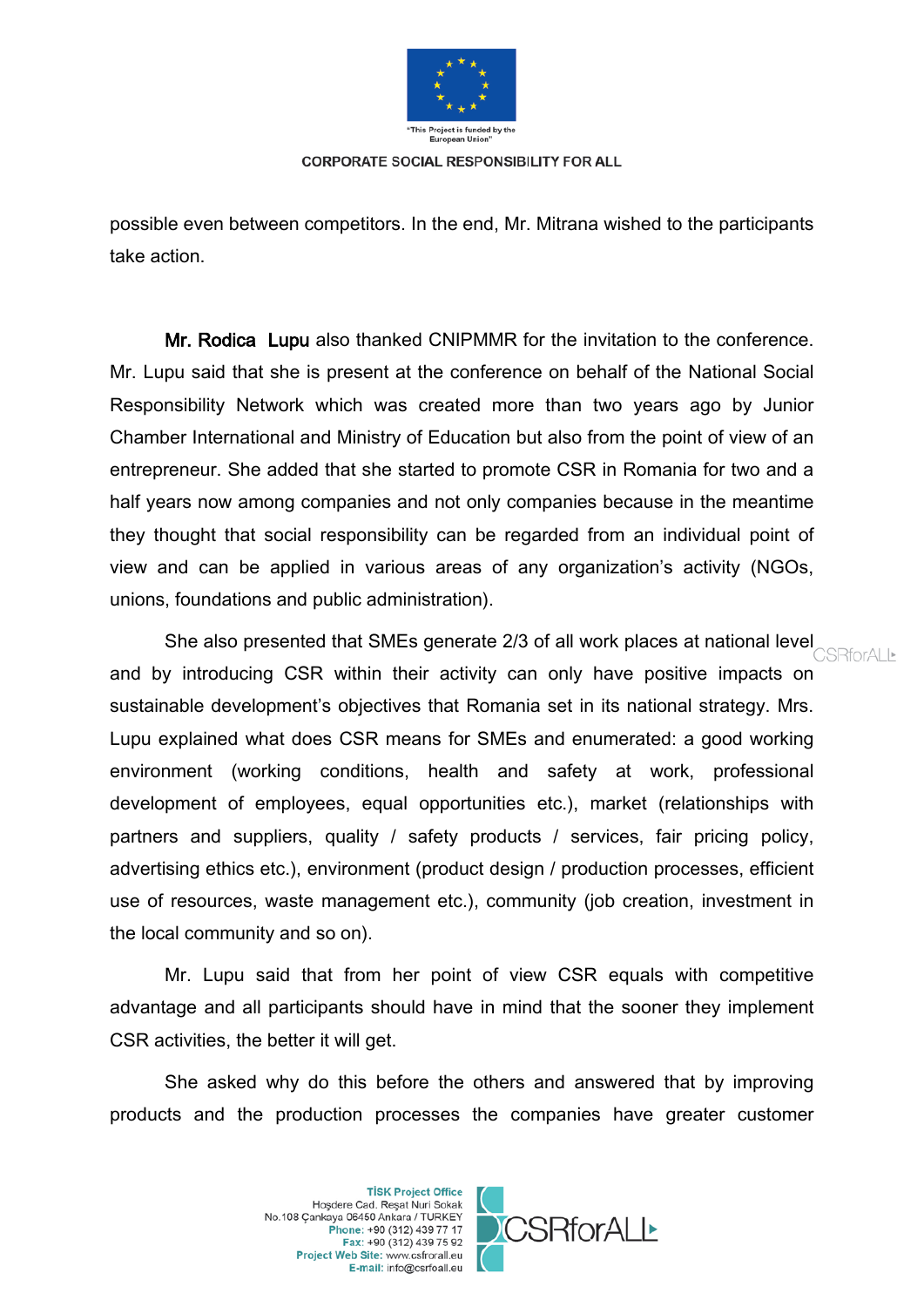possible even between competitors. In the end, Mr. Mitrana wished to the participants take action.

**Mr. Rodica Lupu** also thanked CNIPMMR for the invitation to the conference. Mr. Lupu said that she is present at the conference on behalf of the National Social Responsibility Network which was created more than two years ago by Junior Chamber International and Ministry of Education but also from the point of view of an entrepreneur. She added that she started to promote CSR in Romania for two and a half years now among companies and not only companies because in the meantime they thought that social responsibility can be regarded from an individual point of view and can be applied in various areas of any organization's activity (NGOs, unions, foundations and public administration).

She also presented that SMEs generate 2/3 of all work places at national level and by introducing CSR within their activity can only have positive impacts on sustainable development's objectives that Romania set in its national strategy. Mrs. Lupu explained what does CSR means for SMEs and enumerated: a good working environment (working conditions, health and safety at work, professional development of employees, equal opportunities etc.), market (relationships with partners and suppliers, quality / safety products / services, fair pricing policy, advertising ethics etc.), environment (product design / production processes, efficient use of resources, waste management etc.), community (job creation, investment in the local community and so on).

Mr. Lupu said that from her point of view CSR equals with competitive advantage and all participants should have in mind that the sooner they implement CSR activities, the better it will get.

She asked why do this before the others and answered that by improving products and the production processes the companies have greater customer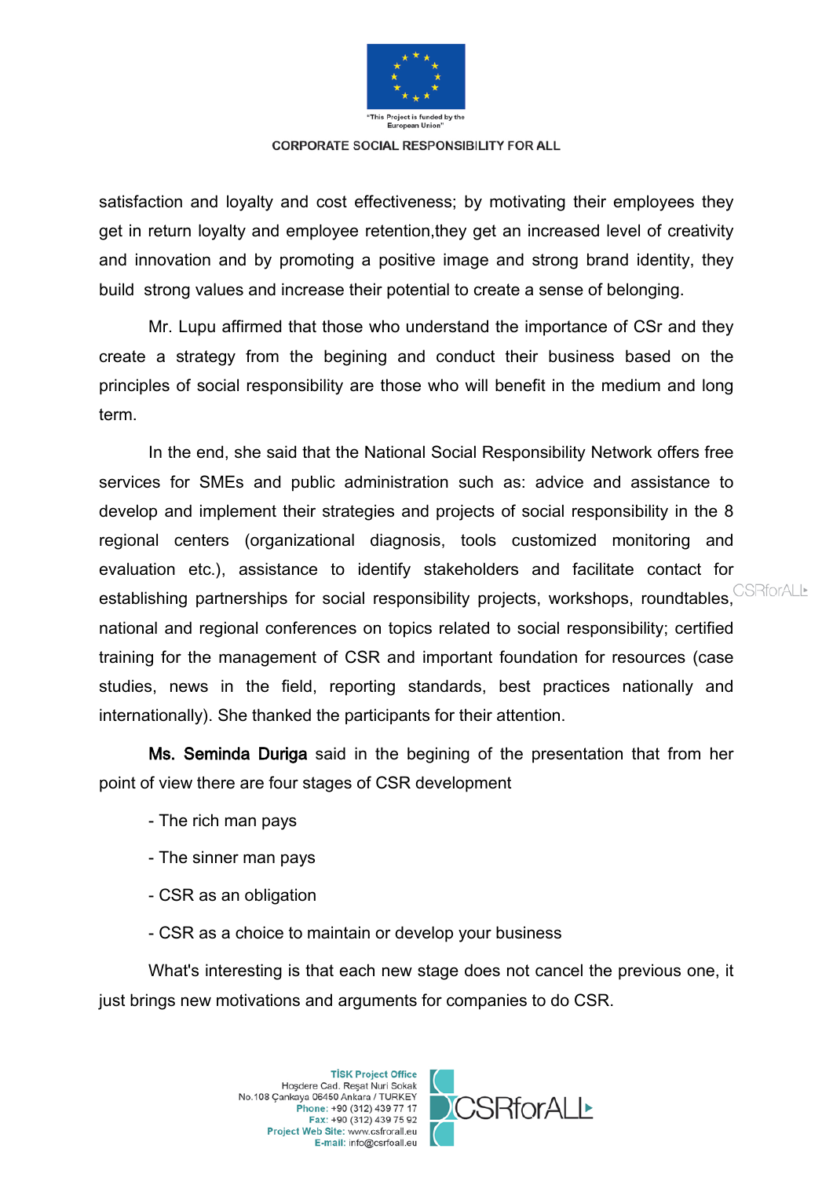satisfaction and loyalty and cost effectiveness; by motivating their employees they get in return loyalty and employee retention,they get an increased level of creativity and innovation and by promoting a positive image and strong brand identity, they build strong values and increase their potential to create a sense of belonging.

Mr. Lupu affirmed that those who understand the importance of CSr and they create a strategy from the begining and conduct their business based on the principles of social responsibility are those who will benefit in the medium and long term.

In the end, she said that the National Social Responsibility Network offers free services for SMEs and public administration such as: advice and assistance to develop and implement their strategies and projects of social responsibility in the 8 regional centers (organizational diagnosis, tools customized monitoring and evaluation etc.), assistance to identify stakeholders and facilitate contact for establishing partnerships for social responsibility projects, workshops, roundtables, national and regional conferences on topics related to social responsibility; certified training for the management of CSR and important foundation for resources (case studies, news in the field, reporting standards, best practices nationally and internationally). She thanked the participants for their attention.

**Ms. Seminda Duriga** said in the begining of the presentation that from her point of view there are four stages of CSR development

- The rich man pays
- The sinner man pays
- CSR as an obligation
- CSR as a choice to maintain or develop your business

What's interesting is that each new stage does not cancel the previous one, it just brings new motivations and arguments for companies to do CSR.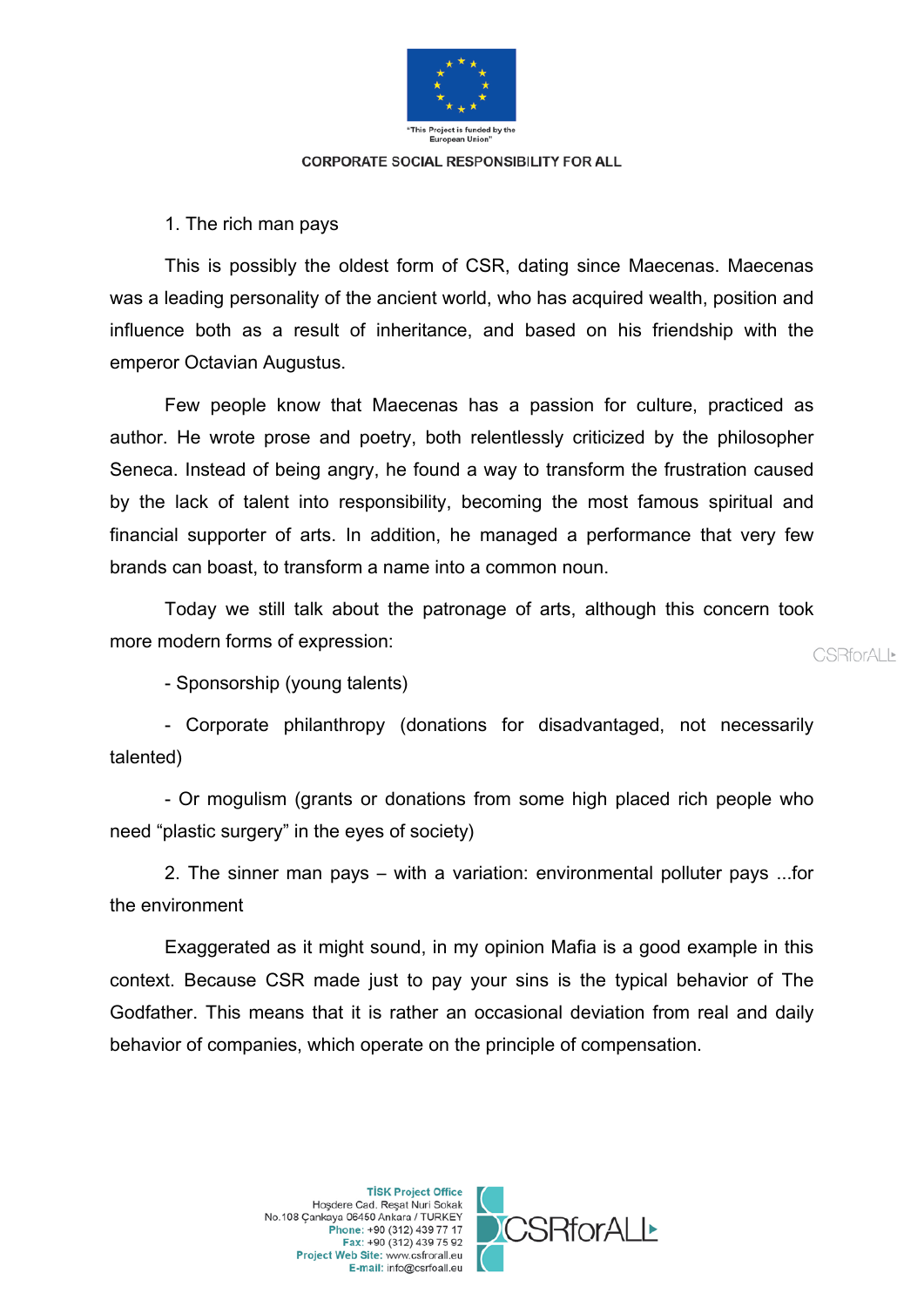1. The rich man pays

This is possibly the oldest form of CSR, dating since Maecenas. Maecenas was a leading personality of the ancient world, who has acquired wealth, position and influence both as a result of inheritance, and based on his friendship with the emperor Octavian Augustus.

Few people know that Maecenas has a passion for culture, practiced as author. He wrote prose and poetry, both relentlessly criticized by the philosopher Seneca. Instead of being angry, he found a way to transform the frustration caused by the lack of talent into responsibility, becoming the most famous spiritual and financial supporter of arts. In addition, he managed a performance that very few brands can boast, to transform a name into a common noun.

Today we still talk about the patronage of arts, although this concern took more modern forms of expression:

- Sponsorship (young talents)

- Corporate philanthropy (donations for disadvantaged, not necessarily talented)

- Or mogulism (grants or donations from some high placed rich people who need "plastic surgery" in the eyes of society)

2. The sinner man pays – with a variation: environmental polluter pays ...for the environment

Exaggerated as it might sound, in my opinion Mafia is a good example in this context. Because CSR made just to pay your sins is the typical behavior of The Godfather. This means that it is rather an occasional deviation from real and daily behavior of companies, which operate on the principle of compensation.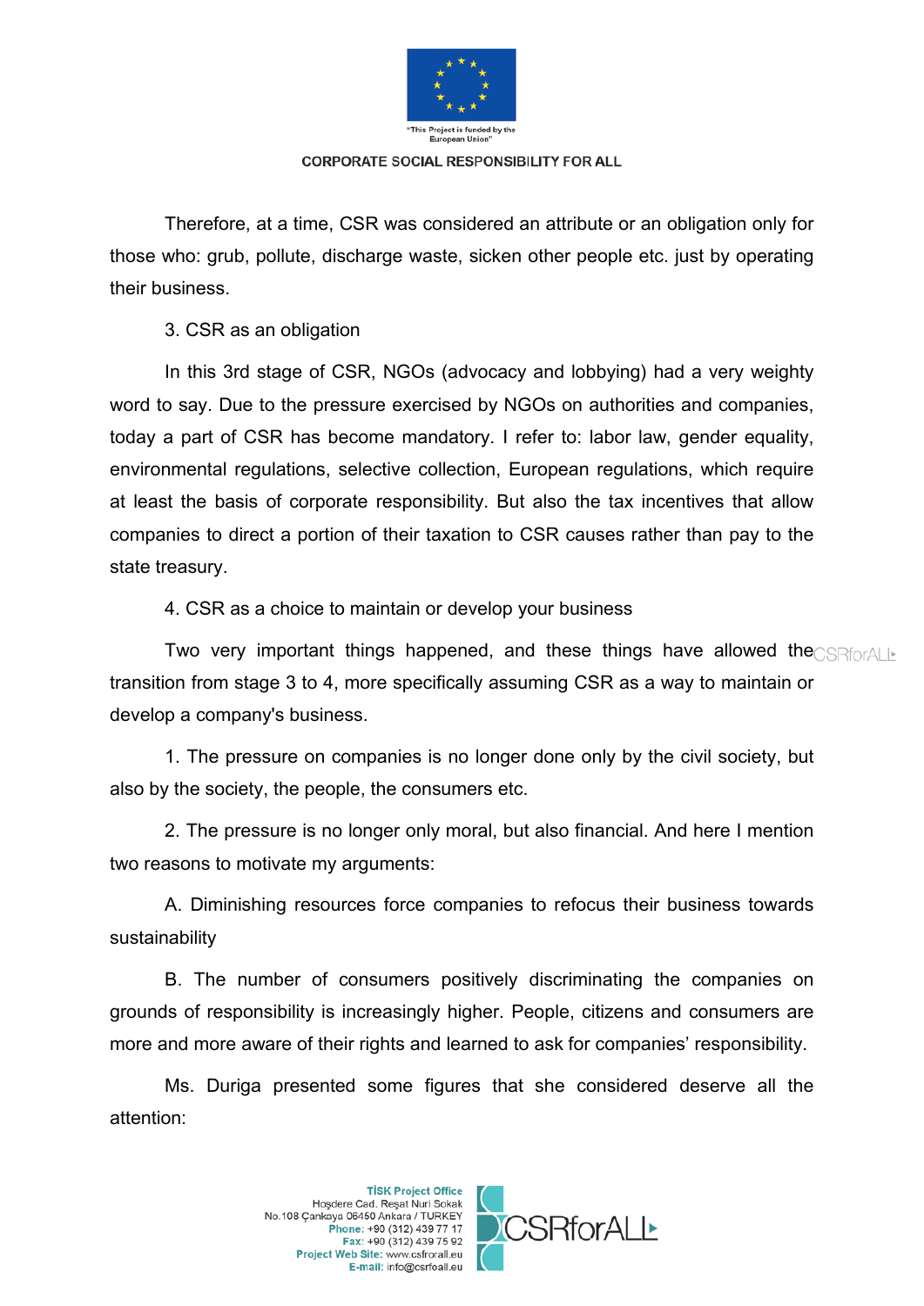Therefore, at a time, CSR was considered an attribute or an obligation only for those who: grub, pollute, discharge waste, sicken other people etc. just by operating their business.

3. CSR as an obligation

In this 3rd stage of CSR, NGOs (advocacy and lobbying) had a very weighty word to say. Due to the pressure exercised by NGOs on authorities and companies, today a part of CSR has become mandatory. I refer to: labor law, gender equality, environmental regulations, selective collection, European regulations, which require at least the basis of corporate responsibility. But also the tax incentives that allow companies to direct a portion of their taxation to CSR causes rather than pay to the state treasury.

4. CSR as a choice to maintain or develop your business

Two very important things happened, and these things have allowed the transition from stage 3 to 4, more specifically assuming CSR as a way to maintain or develop a company's business.

1. The pressure on companies is no longer done only by the civil society, but also by the society, the people, the consumers etc.

2. The pressure is no longer only moral, but also financial. And here I mention two reasons to motivate my arguments:

A. Diminishing resources force companies to refocus their business towards sustainability

B. The number of consumers positively discriminating the companies on grounds of responsibility is increasingly higher. People, citizens and consumers are more and more aware of their rights and learned to ask for companies' responsibility.

Ms. Duriga presented some figures that she considered deserve all the attention: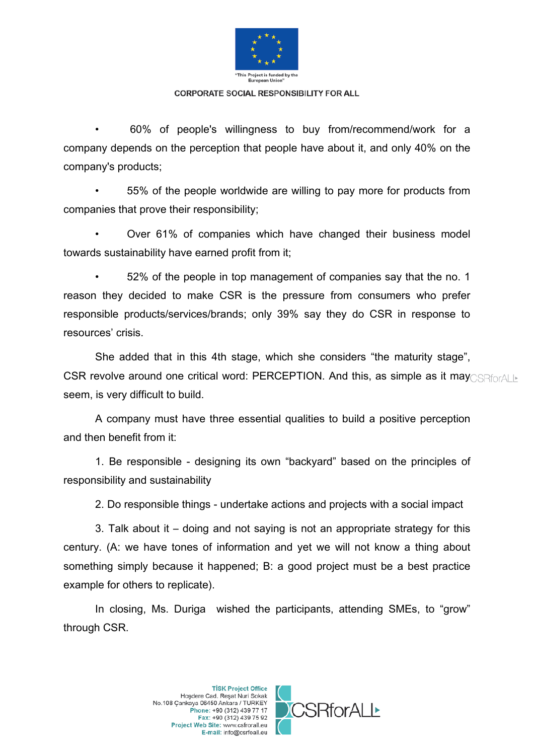- 60% of people's willingness to buy from/recommend/work for a company depends on the perception that people have about it, and only 40% on the company's products;

- 55% of the people worldwide are willing to pay more for products from companies that prove their responsibility;

- Over 61% of companies which have changed their business model towards sustainability have earned profit from it;

- 52% of the people in top management of companies say that the no. 1 reason they decided to make CSR is the pressure from consumers who prefer responsible products/services/brands; only 39% say they do CSR in response to resources' crisis.

She added that in this 4th stage, which she considers "the maturity stage", CSR revolve around one critical word: PERCEPTION. And this, as simple as it may seem, is very difficult to build.

A company must have three essential qualities to build a positive perception and then benefit from it:

1. Be responsible - designing its own "backyard" based on the principles of responsibility and sustainability

2. Do responsible things - undertake actions and projects with a social impact

3. Talk about it – doing and not saying is not an appropriate strategy for this century. (A: we have tones of information and yet we will not know a thing about something simply because it happened; B: a good project must be a best practice example for others to replicate).

In closing, Ms. Duriga wished the participants, attending SMEs, to "grow" through CSR.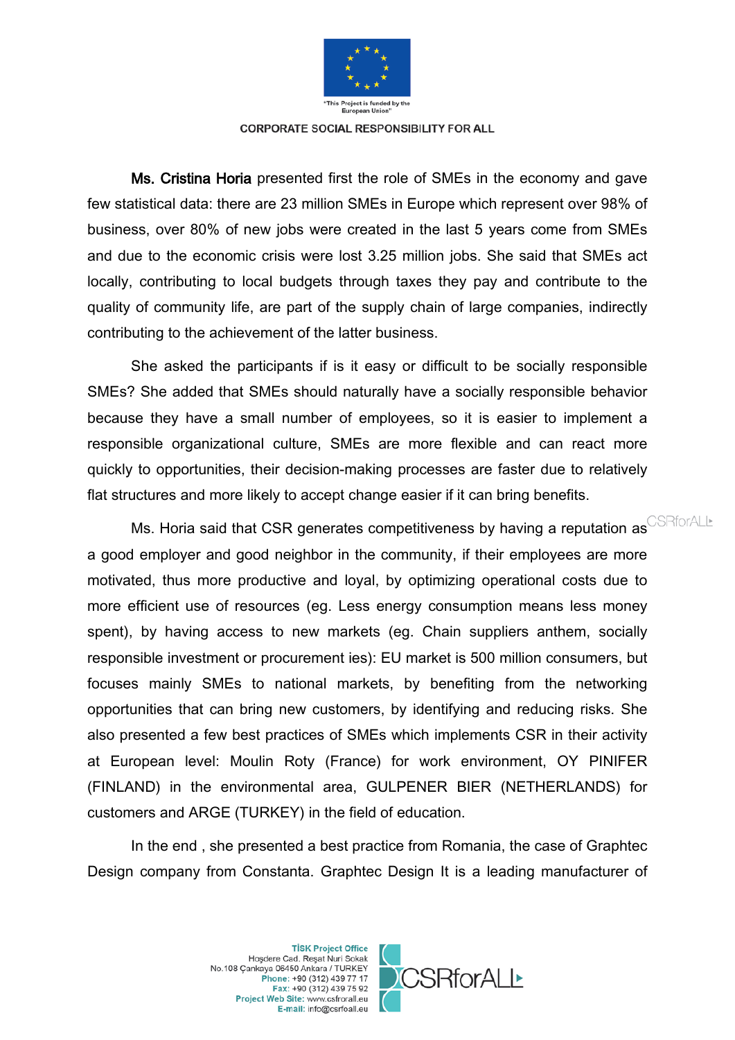**Ms. Cristina Horia** presented first the role of SMEs in the economy and gave few statistical data: there are 23 million SMEs in Europe which represent over 98% of business, over 80% of new jobs were created in the last 5 years come from SMEs and due to the economic crisis were lost 3.25 million jobs. She said that SMEs act locally, contributing to local budgets through taxes they pay and contribute to the quality of community life, are part of the supply chain of large companies, indirectly contributing to the achievement of the latter business.

She asked the participants if is it easy or difficult to be socially responsible SMEs? She added that SMEs should naturally have a socially responsible behavior because they have a small number of employees, so it is easier to implement a responsible organizational culture, SMEs are more flexible and can react more quickly to opportunities, their decision-making processes are faster due to relatively flat structures and more likely to accept change easier if it can bring benefits.

Ms. Horia said that CSR generates competitiveness by having a reputation as a good employer and good neighbor in the community, if their employees are more motivated, thus more productive and loyal, by optimizing operational costs due to more efficient use of resources (eg. Less energy consumption means less money spent), by having access to new markets (eg. Chain suppliers anthem, socially responsible investment or procurement ies): EU market is 500 million consumers, but focuses mainly SMEs to national markets, by benefiting from the networking opportunities that can bring new customers, by identifying and reducing risks. She also presented a few best practices of SMEs which implements CSR in their activity at European level: Moulin Roty (France) for work environment, OY PINIFER (FINLAND) in the environmental area, GULPENER BIER (NETHERLANDS) for customers and ARGE (TURKEY) in the field of education.

In the end , she presented a best practice from Romania, the case of Graphtec Design company from Constanta. Graphtec Design It is a leading manufacturer of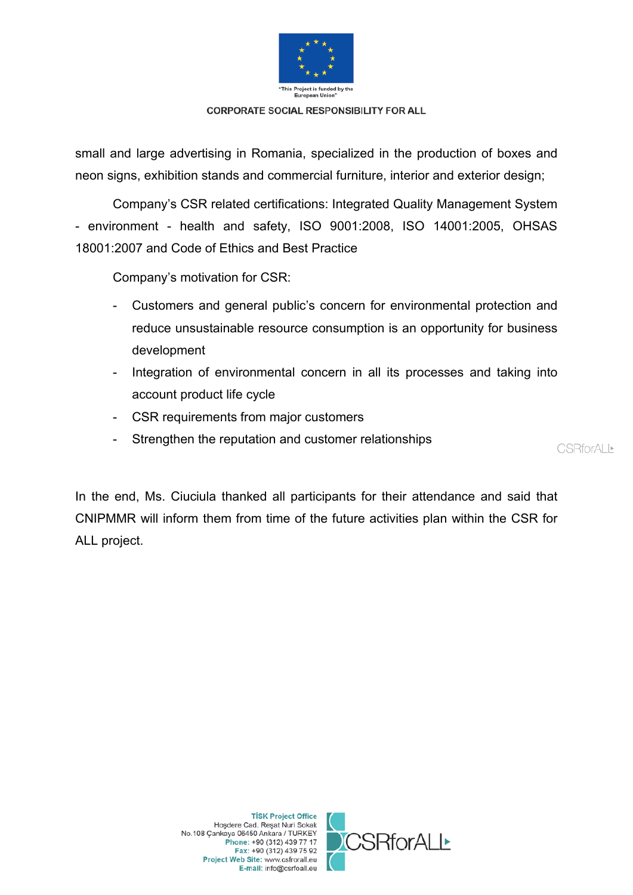small and large advertising in Romania, specialized in the production of boxes and neon signs, exhibition stands and commercial furniture, interior and exterior design;

Company's CSR related certifications: Integrated Quality Management System - environment - health and safety, ISO 9001:2008, ISO 14001:2005, OHSAS 18001:2007 and Code of Ethics and Best Practice

Company's motivation for CSR:

- Customers and general public's concern for environmental protection and reduce unsustainable resource consumption is an opportunity for business development
- Integration of environmental concern in all its processes and taking into account product life cycle
- CSR requirements from major customers
- Strengthen the reputation and customer relationships

In the end, Ms. Ciuciula thanked all participants for their attendance and said that CNIPMMR will inform them from time of the future activities plan within the CSR for ALL project.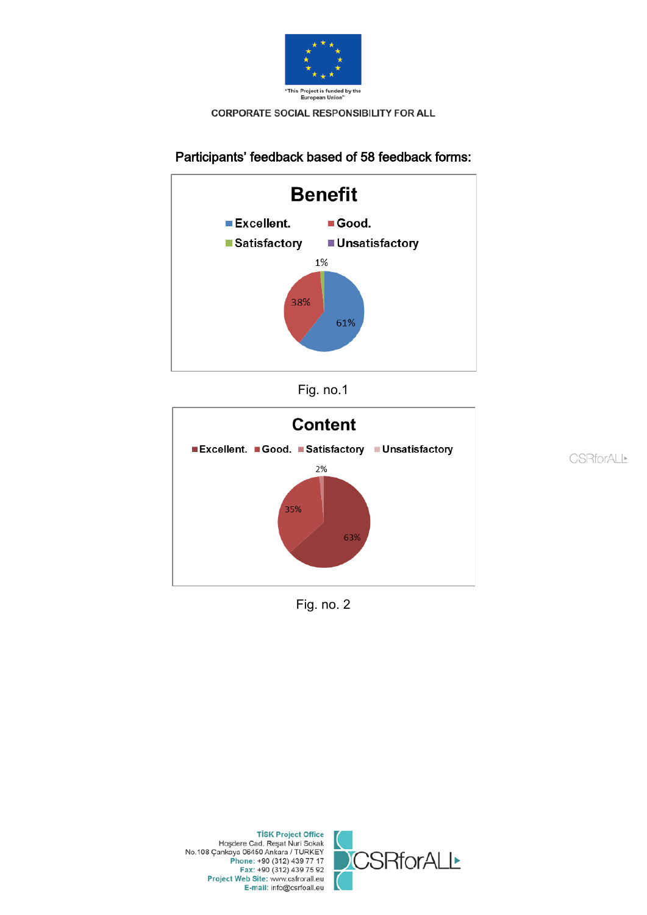Participants' feedback based of 58 feedback forms:

**Benefit**

- Excellent.: 61%
- Good.: 38%
- Satisfactory: 1%
- Unsatisfactory

Fig. no.1

**Content**

- Excellent.: 63%
- Good.: 35%
- Satisfactory: 2%
- Unsatisfactory

Fig. no. 2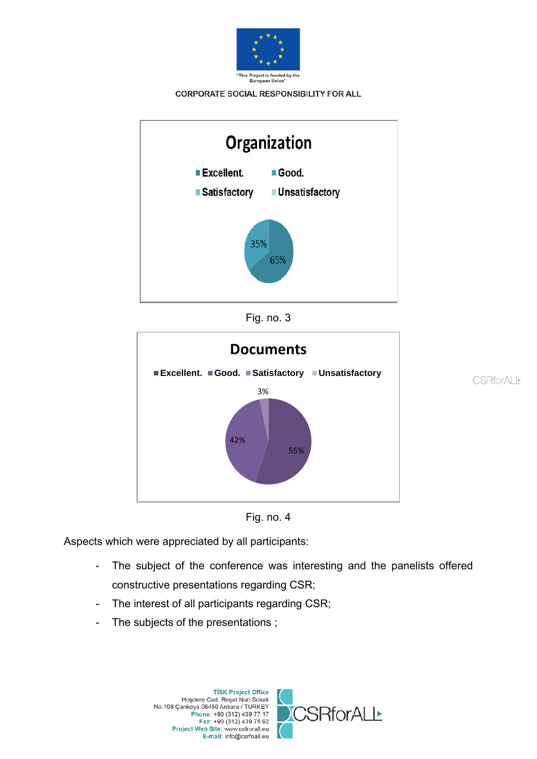**Organization**

Excellent. | Good. | Satisfactory | Unsatisfactory

35%
65%

Fig. no. 3

**Documents**

Excellent. | Good. | Satisfactory | Unsatisfactory

3%
42%
55%

Fig. no. 4

Aspects which were appreciated by all participants:

- The subject of the conference was interesting and the panelists offered constructive presentations regarding CSR;
- The interest of all participants regarding CSR;
- The subjects of the presentations ;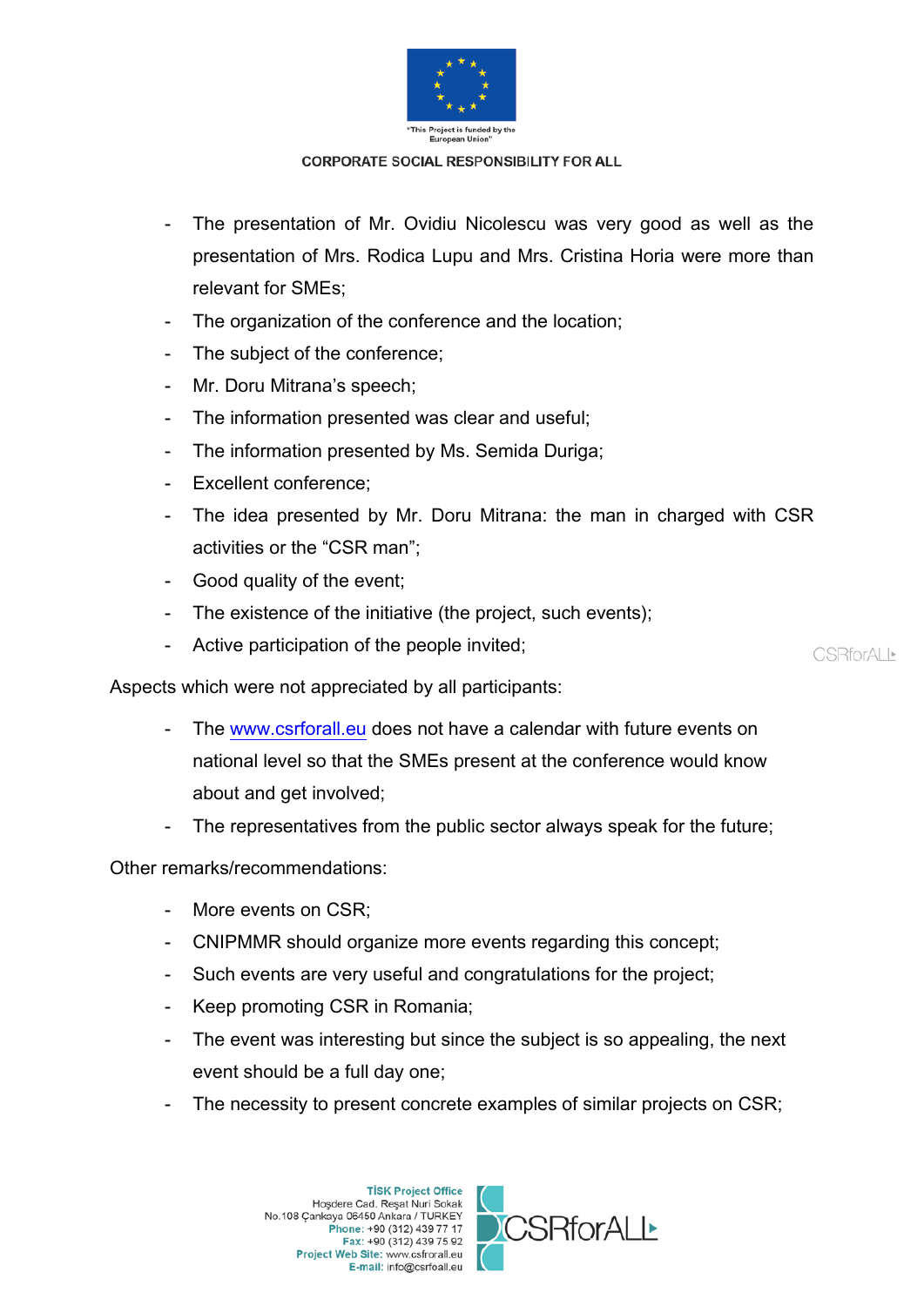- The presentation of Mr. Ovidiu Nicolescu was very good as well as the presentation of Mrs. Rodica Lupu and Mrs. Cristina Horia were more than relevant for SMEs;
- The organization of the conference and the location;
- The subject of the conference;
- Mr. Doru Mitrana's speech;
- The information presented was clear and useful;
- The information presented by Ms. Semida Duriga;
- Excellent conference;
- The idea presented by Mr. Doru Mitrana: the man in charged with CSR activities or the "CSR man";
- Good quality of the event;
- The existence of the initiative (the project, such events);
- Active participation of the people invited;

Aspects which were not appreciated by all participants:

- The www.csrforall.eu does not have a calendar with future events on national level so that the SMEs present at the conference would know about and get involved;
- The representatives from the public sector always speak for the future;

Other remarks/recommendations:

- More events on CSR;
- CNIPMMR should organize more events regarding this concept;
- Such events are very useful and congratulations for the project;
- Keep promoting CSR in Romania;
- The event was interesting but since the subject is so appealing, the next event should be a full day one;
- The necessity to present concrete examples of similar projects on CSR;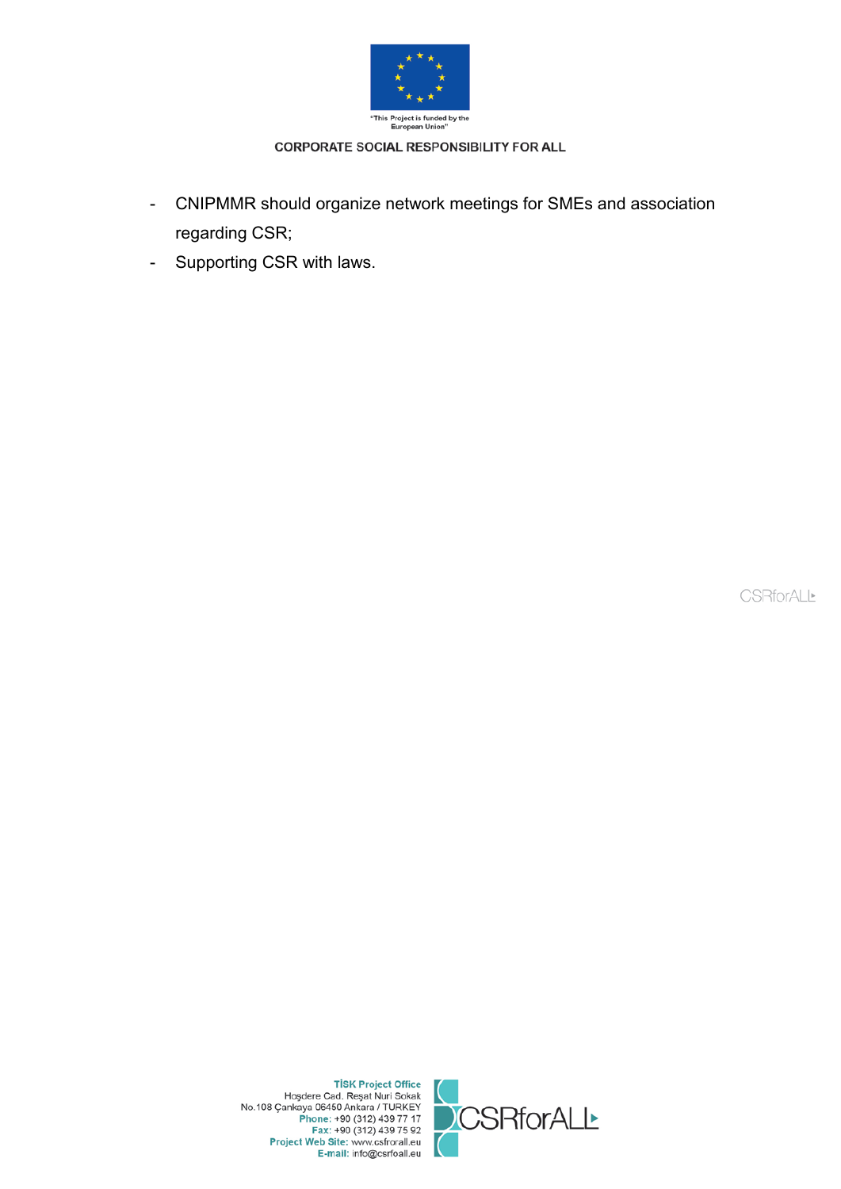- CNIPMMR should organize network meetings for SMEs and association regarding CSR;
- Supporting CSR with laws.